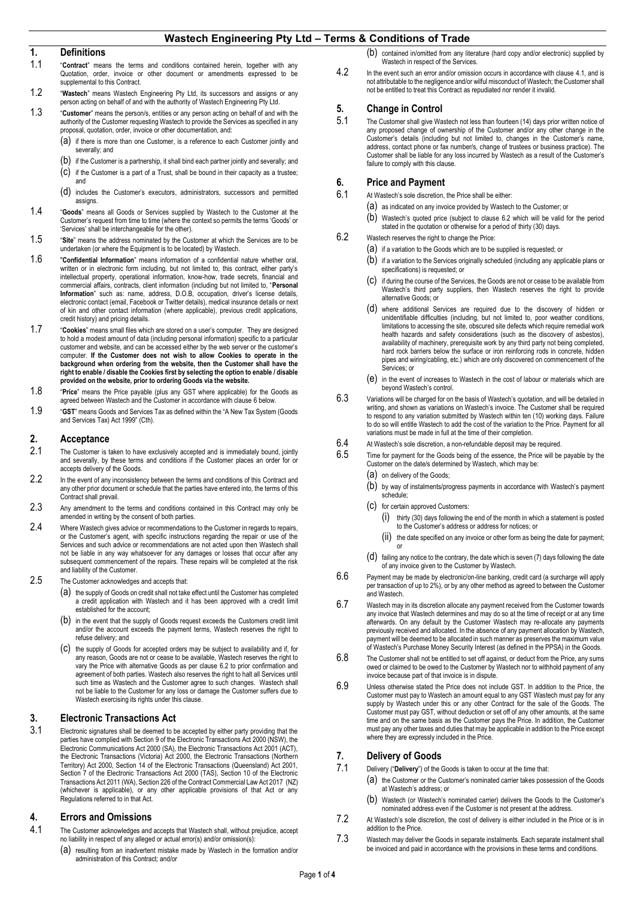# Wastech Engineering Pty Ltd – Terms & Conditions of Trade

## 1. Definitions

1.1 "**Contract**" means the terms and conditions contained herein, together with any Quotation, order, invoice or other document or amendments expressed to be supplemental to this Contract.

1.2 "**Wastech**" means Wastech Engineering Pty Ltd, its successors and assigns or any person acting on behalf of and with the authority of Wastech Engineering Pty Ltd.

1.3 "**Customer**" means the person/s, entities or any person acting on behalf of and with the authority of the Customer requesting Wastech to provide the Services as specified in any proposal, quotation, order, invoice or other documentation, and:

(a) if there is more than one Customer, is a reference to each Customer jointly and severally; and

(b) if the Customer is a partnership, it shall bind each partner jointly and severally; and

(c) if the Customer is a part of a Trust, shall be bound in their capacity as a trustee; and

(d) includes the Customer's executors, administrators, successors and permitted assigns.

1.4 "**Goods**" means all Goods or Services supplied by Wastech to the Customer at the Customer's request from time to time (where the context so permits the terms 'Goods' or 'Services' shall be interchangeable for the other).

1.5 "**Site**" means the address nominated by the Customer at which the Services are to be undertaken (or where the Equipment is to be located) by Wastech.

1.6 "**Confidential Information**" means information of a confidential nature whether oral, written or in electronic form including, but not limited to, this contract, either party's intellectual property, operational information, know-how, trade secrets, financial and commercial affairs, contracts, client information (including but not limited to, "**Personal Information**" such as: name, address, D.O.B, occupation, driver's license details, electronic contact (email, Facebook or Twitter details), medical insurance details or next of kin and other contact information (where applicable), previous credit applications, credit history) and pricing details.

1.7 "**Cookies**" means small files which are stored on a user's computer. They are designed to hold a modest amount of data (including personal information) specific to a particular customer and website, and can be accessed either by the web server or the customer's computer. **If the Customer does not wish to allow Cookies to operate in the background when ordering from the website, then the Customer shall have the right to enable / disable the Cookies first by selecting the option to enable / disable provided on the website, prior to ordering Goods via the website.**

1.8 "**Price**" means the Price payable (plus any GST where applicable) for the Goods as agreed between Wastech and the Customer in accordance with clause 6 below.

1.9 "**GST**" means Goods and Services Tax as defined within the "A New Tax System (Goods and Services Tax) Act 1999" (Cth).

## 2. Acceptance

2.1 The Customer is taken to have exclusively accepted and is immediately bound, jointly and severally, by these terms and conditions if the Customer places an order for or accepts delivery of the Goods.

2.2 In the event of any inconsistency between the terms and conditions of this Contract and any other prior document or schedule that the parties have entered into, the terms of this Contract shall prevail.

2.3 Any amendment to the terms and conditions contained in this Contract may only be amended in writing by the consent of both parties.

2.4 Where Wastech gives advice or recommendations to the Customer in regards to repairs, or the Customer's agent, with specific instructions regarding the repair or use of the Services and such advice or recommendations are not acted upon then Wastech shall not be liable in any way whatsoever for any damages or losses that occur after any subsequent commencement of the repairs. These repairs will be completed at the risk and liability of the Customer.

2.5 The Customer acknowledges and accepts that:

(a) the supply of Goods on credit shall not take effect until the Customer has completed a credit application with Wastech and it has been approved with a credit limit established for the account;

(b) in the event that the supply of Goods request exceeds the Customers credit limit and/or the account exceeds the payment terms, Wastech reserves the right to refuse delivery; and

(c) the supply of Goods for accepted orders may be subject to availability and if, for any reason, Goods are not or cease to be available, Wastech reserves the right to vary the Price with alternative Goods as per clause 6.2 to prior confirmation and agreement of both parties. Wastech also reserves the right to halt all Services until such time as Wastech and the Customer agree to such changes. Wastech shall not be liable to the Customer for any loss or damage the Customer suffers due to Wastech exercising its rights under this clause.

## 3. Electronic Transactions Act

3.1 Electronic signatures shall be deemed to be accepted by either party providing that the parties have complied with Section 9 of the Electronic Transactions Act 2000 (NSW), the Electronic Communications Act 2000 (SA), the Electronic Transactions Act 2001 (ACT), the Electronic Transactions (Victoria) Act 2000, the Electronic Transactions (Northern Territory) Act 2000, Section 14 of the Electronic Transactions (Queensland) Act 2001, Section 7 of the Electronic Transactions Act 2000 (TAS), Section 10 of the Electronic Transactions Act 2011 (WA), Section 226 of the Contract Commercial Law Act 2017 (NZ) (whichever is applicable), or any other applicable provisions of that Act or any Regulations referred to in that Act.

## 4. Errors and Omissions

4.1 The Customer acknowledges and accepts that Wastech shall, without prejudice, accept no liability in respect of any alleged or actual error(s) and/or omission(s):

(a) resulting from an inadvertent mistake made by Wastech in the formation and/or administration of this Contract; and/or

(b) contained in/omitted from any literature (hard copy and/or electronic) supplied by Wastech in respect of the Services.

4.2 In the event such an error and/or omission occurs in accordance with clause 4.1, and is not attributable to the negligence and/or wilful misconduct of Wastech; the Customer shall not be entitled to treat this Contract as repudiated nor render it invalid.

## 5. Change in Control

5.1 The Customer shall give Wastech not less than fourteen (14) days prior written notice of any proposed change of ownership of the Customer and/or any other change in the Customer's details (including but not limited to, changes in the Customer's name, address, contact phone or fax number/s, change of trustees or business practice). The Customer shall be liable for any loss incurred by Wastech as a result of the Customer's failure to comply with this clause.

## 6. Price and Payment

6.1 At Wastech's sole discretion, the Price shall be either:

(a) as indicated on any invoice provided by Wastech to the Customer; or

(b) Wastech's quoted price (subject to clause 6.2 which will be valid for the period stated in the quotation or otherwise for a period of thirty (30) days.

6.2 Wastech reserves the right to change the Price:

(a) if a variation to the Goods which are to be supplied is requested; or

(b) if a variation to the Services originally scheduled (including any applicable plans or specifications) is requested; or

(c) if during the course of the Services, the Goods are not or cease to be available from Wastech's third party suppliers, then Wastech reserves the right to provide alternative Goods; or

(d) where additional Services are required due to the discovery of hidden or unidentifiable difficulties (including, but not limited to, poor weather conditions, limitations to accessing the site, obscured site defects which require remedial work health hazards and safety considerations (such as the discovery of asbestos), availability of machinery, prerequisite work by any third party not being completed, hard rock barriers below the surface or iron reinforcing rods in concrete, hidden pipes and wiring/cabling, etc.) which are only discovered on commencement of the Services; or

(e) in the event of increases to Wastech in the cost of labour or materials which are beyond Wastech's control.

6.3 Variations will be charged for on the basis of Wastech's quotation, and will be detailed in writing, and shown as variations on Wastech's invoice. The Customer shall be required to respond to any variation submitted by Wastech within ten (10) working days. Failure to do so will entitle Wastech to add the cost of the variation to the Price. Payment for all variations must be made in full at the time of their completion.

6.4 At Wastech's sole discretion, a non-refundable deposit may be required.

6.5 Time for payment for the Goods being of the essence, the Price will be payable by the Customer on the date/s determined by Wastech, which may be:

(a) on delivery of the Goods;

(b) by way of instalments/progress payments in accordance with Wastech's payment schedule;

(c) for certain approved Customers:

(i) thirty (30) days following the end of the month in which a statement is posted to the Customer's address or address for notices; or

(ii) the date specified on any invoice or other form as being the date for payment; or

(d) failing any notice to the contrary, the date which is seven (7) days following the date of any invoice given to the Customer by Wastech.

6.6 Payment may be made by electronic/on-line banking, credit card (a surcharge will apply per transaction of up to 2%), or by any other method as agreed to between the Customer and Wastech.

6.7 Wastech may in its discretion allocate any payment received from the Customer towards any invoice that Wastech determines and may do so at the time of receipt or at any time afterwards. On any default by the Customer Wastech may re-allocate any payments previously received and allocated. In the absence of any payment allocation by Wastech, payment will be deemed to be allocated in such manner as preserves the maximum value of Wastech's Purchase Money Security Interest (as defined in the PPSA) in the Goods.

6.8 The Customer shall not be entitled to set off against, or deduct from the Price, any sums owed or claimed to be owed to the Customer by Wastech nor to withhold payment of any invoice because part of that invoice is in dispute.

6.9 Unless otherwise stated the Price does not include GST. In addition to the Price, the Customer must pay to Wastech an amount equal to any GST Wastech must pay for any supply by Wastech under this or any other Contract for the sale of the Goods. The Customer must pay GST, without deduction or set off of any other amounts, at the same time and on the same basis as the Customer pays the Price. In addition, the Customer must pay any other taxes and duties that may be applicable in addition to the Price except where they are expressly included in the Price.

## 7. Delivery of Goods

7.1 Delivery ("**Delivery**") of the Goods is taken to occur at the time that:

(a) the Customer or the Customer's nominated carrier takes possession of the Goods at Wastech's address; or

(b) Wastech (or Wastech's nominated carrier) delivers the Goods to the Customer's nominated address even if the Customer is not present at the address.

7.2 At Wastech's sole discretion, the cost of delivery is either included in the Price or is in addition to the Price.

7.3 Wastech may deliver the Goods in separate instalments. Each separate instalment shall be invoiced and paid in accordance with the provisions in these terms and conditions.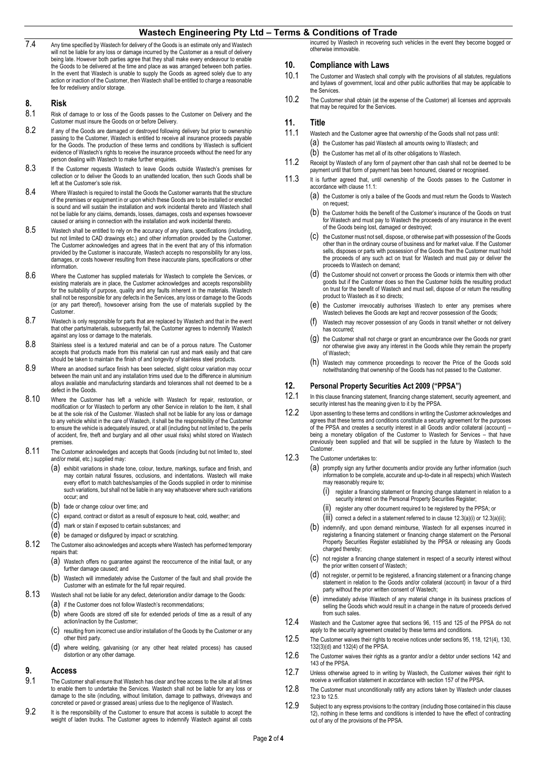7.4 Any time specified by Wastech for delivery of the Goods is an estimate only and Wastech will not be liable for any loss or damage incurred by the Customer as a result of delivery being late. However both parties agree that they shall make every endeavour to enable the Goods to be delivered at the time and place as was arranged between both parties. In the event that Wastech is unable to supply the Goods as agreed solely due to any action or inaction of the Customer, then Wastech shall be entitled to charge a reasonable fee for redelivery and/or storage.

## 8. Risk

8.1 Risk of damage to or loss of the Goods passes to the Customer on Delivery and the Customer must insure the Goods on or before Delivery.

8.2 If any of the Goods are damaged or destroyed following delivery but prior to ownership passing to the Customer, Wastech is entitled to receive all insurance proceeds payable for the Goods. The production of these terms and conditions by Wastech is sufficient evidence of Wastech's rights to receive the insurance proceeds without the need for any person dealing with Wastech to make further enquiries.

8.3 If the Customer requests Wastech to leave Goods outside Wastech's premises for collection or to deliver the Goods to an unattended location, then such Goods shall be left at the Customer's sole risk.

8.4 Where Wastech is required to install the Goods the Customer warrants that the structure of the premises or equipment in or upon which these Goods are to be installed or erected is sound and will sustain the installation and work incidental thereto and Wastech shall not be liable for any claims, demands, losses, damages, costs and expenses howsoever caused or arising in connection with the installation and work incidental thereto.

8.5 Wastech shall be entitled to rely on the accuracy of any plans, specifications (including, but not limited to CAD drawings etc.) and other information provided by the Customer. The Customer acknowledges and agrees that in the event that any of this information provided by the Customer is inaccurate, Wastech accepts no responsibility for any loss, damages, or costs however resulting from these inaccurate plans, specifications or other information.

8.6 Where the Customer has supplied materials for Wastech to complete the Services, or existing materials are in place, the Customer acknowledges and accepts responsibility for the suitability of purpose, quality and any faults inherent in the materials. Wastech shall not be responsible for any defects in the Services, any loss or damage to the Goods (or any part thereof), howsoever arising from the use of materials supplied by the Customer.

8.7 Wastech is only responsible for parts that are replaced by Wastech and that in the event that other parts/materials, subsequently fail, the Customer agrees to indemnify Wastech against any loss or damage to the materials.

8.8 Stainless steel is a textured material and can be of a porous nature. The Customer accepts that products made from this material can rust and mark easily and that care should be taken to maintain the finish of and longevity of stainless steel products.

8.9 Where an anodised surface finish has been selected, slight colour variation may occur between the main unit and any installation trims used due to the difference in aluminium alloys available and manufacturing standards and tolerances shall not deemed to be a defect in the Goods.

8.10 Where the Customer has left a vehicle with Wastech for repair, restoration, or modification or for Wastech to perform any other Service in relation to the item, it shall be at the sole risk of the Customer. Wastech shall not be liable for any loss or damage to any vehicle whilst in the care of Wastech, it shall be the responsibility of the Customer to ensure the vehicle is adequately insured, or at all (including but not limited to, the perils of accident, fire, theft and burglary and all other usual risks) whilst stored on Wastech premises.

8.11 The Customer acknowledges and accepts that Goods (including but not limited to, steel and/or metal, etc.) supplied may:

(a) exhibit variations in shade tone, colour, texture, markings, surface and finish, and may contain natural fissures, occlusions, and indentations. Wastech will make every effort to match batches/samples of the Goods supplied in order to minimise such variations, but shall not be liable in any way whatsoever where such variations occur; and

(b) fade or change colour over time; and

(c) expand, contract or distort as a result of exposure to heat, cold, weather; and

(d) mark or stain if exposed to certain substances; and

(e) be damaged or disfigured by impact or scratching.

8.12 The Customer also acknowledges and accepts where Wastech has performed temporary repairs that:

(a) Wastech offers no guarantee against the reoccurrence of the initial fault, or any further damage caused; and

(b) Wastech will immediately advise the Customer of the fault and shall provide the Customer with an estimate for the full repair required.

8.13 Wastech shall not be liable for any defect, deterioration and/or damage to the Goods:

(a) if the Customer does not follow Wastech's recommendations;

(b) where Goods are stored off site for extended periods of time as a result of any action/inaction by the Customer;

(c) resulting from incorrect use and/or installation of the Goods by the Customer or any other third party.

(d) where welding, galvanising (or any other heat related process) has caused distortion or any other damage.

## 9. Access

9.1 The Customer shall ensure that Wastech has clear and free access to the site at all times to enable them to undertake the Services. Wastech shall not be liable for any loss or damage to the site (including, without limitation, damage to pathways, driveways and concreted or paved or grassed areas) unless due to the negligence of Wastech.

9.2 It is the responsibility of the Customer to ensure that access is suitable to accept the weight of laden trucks. The Customer agrees to indemnify Wastech against all costs incurred by Wastech in recovering such vehicles in the event they become bogged or otherwise immovable.

## 10. Compliance with Laws

10.1 The Customer and Wastech shall comply with the provisions of all statutes, regulations and bylaws of government, local and other public authorities that may be applicable to the Services.

10.2 The Customer shall obtain (at the expense of the Customer) all licenses and approvals that may be required for the Services.

## 11. Title

11.1 Wastech and the Customer agree that ownership of the Goods shall not pass until:

(a) the Customer has paid Wastech all amounts owing to Wastech; and

(b) the Customer has met all of its other obligations to Wastech.

11.2 Receipt by Wastech of any form of payment other than cash shall not be deemed to be payment until that form of payment has been honoured, cleared or recognised.

11.3 It is further agreed that, until ownership of the Goods passes to the Customer in accordance with clause 11.1:

(a) the Customer is only a bailee of the Goods and must return the Goods to Wastech on request;

(b) the Customer holds the benefit of the Customer's insurance of the Goods on trust for Wastech and must pay to Wastech the proceeds of any insurance in the event of the Goods being lost, damaged or destroyed;

(c) the Customer must not sell, dispose, or otherwise part with possession of the Goods other than in the ordinary course of business and for market value. If the Customer sells, disposes or parts with possession of the Goods then the Customer must hold the proceeds of any such act on trust for Wastech and must pay or deliver the proceeds to Wastech on demand;

(d) the Customer should not convert or process the Goods or intermix them with other goods but if the Customer does so then the Customer holds the resulting product on trust for the benefit of Wastech and must sell, dispose of or return the resulting product to Wastech as it so directs;

(e) the Customer irrevocably authorises Wastech to enter any premises where Wastech believes the Goods are kept and recover possession of the Goods;

(f) Wastech may recover possession of any Goods in transit whether or not delivery has occurred;

(g) the Customer shall not charge or grant an encumbrance over the Goods nor grant nor otherwise give away any interest in the Goods while they remain the property of Wastech;

(h) Wastech may commence proceedings to recover the Price of the Goods sold notwithstanding that ownership of the Goods has not passed to the Customer.

## 12. Personal Property Securities Act 2009 ("PPSA")

12.1 In this clause financing statement, financing change statement, security agreement, and security interest has the meaning given to it by the PPSA.

12.2 Upon assenting to these terms and conditions in writing the Customer acknowledges and agrees that these terms and conditions constitute a security agreement for the purposes of the PPSA and creates a security interest in all Goods and/or collateral (account) – being a monetary obligation of the Customer to Wastech for Services – that have previously been supplied and that will be supplied in the future by Wastech to the Customer.

12.3 The Customer undertakes to:

(a) promptly sign any further documents and/or provide any further information (such information to be complete, accurate and up-to-date in all respects) which Wastech may reasonably require to;

(i) register a financing statement or financing change statement in relation to a security interest on the Personal Property Securities Register;

(ii) register any other document required to be registered by the PPSA; or

(iii) correct a defect in a statement referred to in clause 12.3(a)(i) or 12.3(a)(ii);

(b) indemnify, and upon demand reimburse, Wastech for all expenses incurred in registering a financing statement or financing change statement on the Personal Property Securities Register established by the PPSA or releasing any Goods charged thereby;

(c) not register a financing change statement in respect of a security interest without the prior written consent of Wastech;

(d) not register, or permit to be registered, a financing statement or a financing change statement in relation to the Goods and/or collateral (account) in favour of a third party without the prior written consent of Wastech;

(e) immediately advise Wastech of any material change in its business practices of selling the Goods which would result in a change in the nature of proceeds derived from such sales.

12.4 Wastech and the Customer agree that sections 96, 115 and 125 of the PPSA do not apply to the security agreement created by these terms and conditions.

12.5 The Customer waives their rights to receive notices under sections 95, 118, 121(4), 130, 132(3)(d) and 132(4) of the PPSA.

12.6 The Customer waives their rights as a grantor and/or a debtor under sections 142 and 143 of the PPSA.

12.7 Unless otherwise agreed to in writing by Wastech, the Customer waives their right to receive a verification statement in accordance with section 157 of the PPSA.

12.8 The Customer must unconditionally ratify any actions taken by Wastech under clauses 12.3 to 12.5.

12.9 Subject to any express provisions to the contrary (including those contained in this clause 12), nothing in these terms and conditions is intended to have the effect of contracting out of any of the provisions of the PPSA.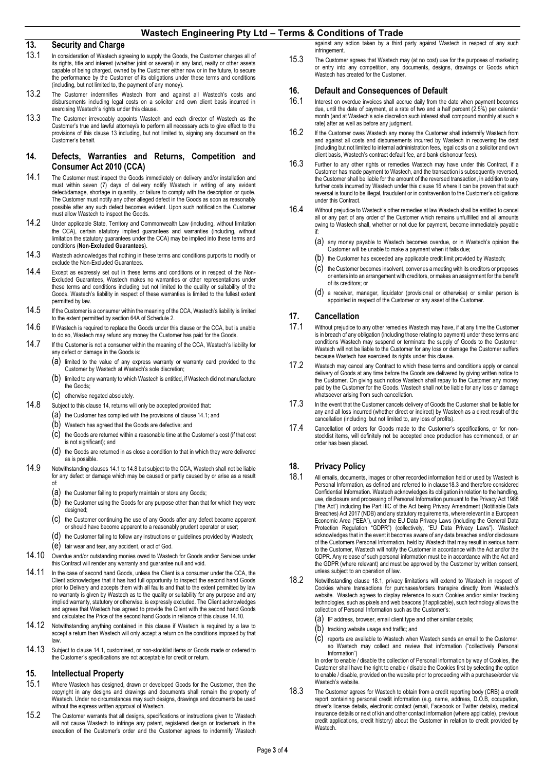## 13. Security and Charge

13.1 In consideration of Wastech agreeing to supply the Goods, the Customer charges all of its rights, title and interest (whether joint or several) in any land, realty or other assets capable of being charged, owned by the Customer either now or in the future, to secure the performance by the Customer of its obligations under these terms and conditions (including, but not limited to, the payment of any money).

13.2 The Customer indemnifies Wastech from and against all Wastech's costs and disbursements including legal costs on a solicitor and own client basis incurred in exercising Wastech's rights under this clause.

13.3 The Customer irrevocably appoints Wastech and each director of Wastech as the Customer's true and lawful attorney/s to perform all necessary acts to give effect to the provisions of this clause 13 including, but not limited to, signing any document on the Customer's behalf.

## 14. Defects, Warranties and Returns, Competition and Consumer Act 2010 (CCA)

14.1 The Customer must inspect the Goods immediately on delivery and/or installation and must within seven (7) days of delivery notify Wastech in writing of any evident defect/damage, shortage in quantity, or failure to comply with the description or quote. The Customer must notify any other alleged defect in the Goods as soon as reasonably possible after any such defect becomes evident. Upon such notification the Customer must allow Wastech to inspect the Goods.

14.2 Under applicable State, Territory and Commonwealth Law (including, without limitation the CCA), certain statutory implied guarantees and warranties (including, without limitation the statutory guarantees under the CCA) may be implied into these terms and conditions (**Non-Excluded Guarantees**).

14.3 Wastech acknowledges that nothing in these terms and conditions purports to modify or exclude the Non-Excluded Guarantees.

14.4 Except as expressly set out in these terms and conditions or in respect of the Non-Excluded Guarantees, Wastech makes no warranties or other representations under these terms and conditions including but not limited to the quality or suitability of the Goods. Wastech's liability in respect of these warranties is limited to the fullest extent permitted by law.

14.5 If the Customer is a consumer within the meaning of the CCA, Wastech's liability is limited to the extent permitted by section 64A of Schedule 2.

14.6 If Wastech is required to replace the Goods under this clause or the CCA, but is unable to do so, Wastech may refund any money the Customer has paid for the Goods.

14.7 If the Customer is not a consumer within the meaning of the CCA, Wastech's liability for any defect or damage in the Goods is:

(a) limited to the value of any express warranty or warranty card provided to the Customer by Wastech at Wastech's sole discretion;

(b) limited to any warranty to which Wastech is entitled, if Wastech did not manufacture the Goods;

(c) otherwise negated absolutely.

14.8 Subject to this clause 14, returns will only be accepted provided that:

(a) the Customer has complied with the provisions of clause 14.1; and

(b) Wastech has agreed that the Goods are defective; and

(c) the Goods are returned within a reasonable time at the Customer's cost (if that cost is not significant); and

(d) the Goods are returned in as close a condition to that in which they were delivered as is possible.

14.9 Notwithstanding clauses 14.1 to 14.8 but subject to the CCA, Wastech shall not be liable for any defect or damage which may be caused or partly caused by or arise as a result of:

(a) the Customer failing to properly maintain or store any Goods;

(b) the Customer using the Goods for any purpose other than that for which they were designed;

(c) the Customer continuing the use of any Goods after any defect became apparent or should have become apparent to a reasonably prudent operator or user;

(d) the Customer failing to follow any instructions or guidelines provided by Wastech;

(e) fair wear and tear, any accident, or act of God.

14.10 Overdue and/or outstanding monies owed to Wastech for Goods and/or Services under this Contract will render any warranty and guarantee null and void.

14.11 In the case of second hand Goods, unless the Client is a consumer under the CCA, the Client acknowledges that it has had full opportunity to inspect the second hand Goods prior to Delivery and accepts them with all faults and that to the extent permitted by law no warranty is given by Wastech as to the quality or suitability for any purpose and any implied warranty, statutory or otherwise, is expressly excluded. The Client acknowledges and agrees that Wastech has agreed to provide the Client with the second hand Goods and calculated the Price of the second hand Goods in reliance of this clause 14.10.

14.12 Notwithstanding anything contained in this clause if Wastech is required by a law to accept a return then Wastech will only accept a return on the conditions imposed by that law.

14.13 Subject to clause 14.1, customised, or non-stocklist items or Goods made or ordered to the Customer's specifications are not acceptable for credit or return.

## 15. Intellectual Property

15.1 Where Wastech has designed, drawn or developed Goods for the Customer, then the copyright in any designs and drawings and documents shall remain the property of Wastech. Under no circumstances may such designs, drawings and documents be used without the express written approval of Wastech.

15.2 The Customer warrants that all designs, specifications or instructions given to Wastech will not cause Wastech to infringe any patent, registered design or trademark in the execution of the Customer's order and the Customer agrees to indemnify Wastech against any action taken by a third party against Wastech in respect of any such infringement.

15.3 The Customer agrees that Wastech may (at no cost) use for the purposes of marketing or entry into any competition, any documents, designs, drawings or Goods which Wastech has created for the Customer.

## 16. Default and Consequences of Default

16.1 Interest on overdue invoices shall accrue daily from the date when payment becomes due, until the date of payment, at a rate of two and a half percent (2.5%) per calendar month (and at Wastech's sole discretion such interest shall compound monthly at such a rate) after as well as before any judgment.

16.2 If the Customer owes Wastech any money the Customer shall indemnify Wastech from and against all costs and disbursements incurred by Wastech in recovering the debt (including but not limited to internal administration fees, legal costs on a solicitor and own client basis, Wastech's contract default fee, and bank dishonour fees).

16.3 Further to any other rights or remedies Wastech may have under this Contract, if a Customer has made payment to Wastech, and the transaction is subsequently reversed, the Customer shall be liable for the amount of the reversed transaction, in addition to any further costs incurred by Wastech under this clause 16 where it can be proven that such reversal is found to be illegal, fraudulent or in contravention to the Customer's obligations under this Contract.

16.4 Without prejudice to Wastech's other remedies at law Wastech shall be entitled to cancel all or any part of any order of the Customer which remains unfulfilled and all amounts owing to Wastech shall, whether or not due for payment, become immediately payable if:

(a) any money payable to Wastech becomes overdue, or in Wastech's opinion the Customer will be unable to make a payment when it falls due;

(b) the Customer has exceeded any applicable credit limit provided by Wastech;

(c) the Customer becomes insolvent, convenes a meeting with its creditors or proposes or enters into an arrangement with creditors, or makes an assignment for the benefit of its creditors; or

(d) a receiver, manager, liquidator (provisional or otherwise) or similar person is appointed in respect of the Customer or any asset of the Customer.

## 17. Cancellation

17.1 Without prejudice to any other remedies Wastech may have, if at any time the Customer is in breach of any obligation (including those relating to payment) under these terms and conditions Wastech may suspend or terminate the supply of Goods to the Customer. Wastech will not be liable to the Customer for any loss or damage the Customer suffers because Wastech has exercised its rights under this clause.

17.2 Wastech may cancel any Contract to which these terms and conditions apply or cancel delivery of Goods at any time before the Goods are delivered by giving written notice to the Customer. On giving such notice Wastech shall repay to the Customer any money paid by the Customer for the Goods. Wastech shall not be liable for any loss or damage whatsoever arising from such cancellation.

17.3 In the event that the Customer cancels delivery of Goods the Customer shall be liable for any and all loss incurred (whether direct or indirect) by Wastech as a direct result of the cancellation (including, but not limited to, any loss of profits).

17.4 Cancellation of orders for Goods made to the Customer's specifications, or for non-stocklist items, will definitely not be accepted once production has commenced, or an order has been placed.

## 18. Privacy Policy

18.1 All emails, documents, images or other recorded information held or used by Wastech is Personal Information, as defined and referred to in clause18.3 and therefore considered Confidential Information. Wastech acknowledges its obligation in relation to the handling, use, disclosure and processing of Personal Information pursuant to the Privacy Act 1988 ("the Act") including the Part IIIC of the Act being Privacy Amendment (Notifiable Data Breaches) Act 2017 (NDB) and any statutory requirements, where relevant in a European Economic Area ("EEA"), under the EU Data Privacy Laws (including the General Data Protection Regulation "GDPR") (collectively, "EU Data Privacy Laws"). Wastech acknowledges that in the event it becomes aware of any data breaches and/or disclosure of the Customers Personal Information, held by Wastech that may result in serious harm to the Customer, Wastech will notify the Customer in accordance with the Act and/or the GDPR. Any release of such personal information must be in accordance with the Act and the GDPR (where relevant) and must be approved by the Customer by written consent, unless subject to an operation of law.

18.2 Notwithstanding clause 18.1, privacy limitations will extend to Wastech in respect of Cookies where transactions for purchases/orders transpire directly from Wastech's website. Wastech agrees to display reference to such Cookies and/or similar tracking technologies, such as pixels and web beacons (if applicable), such technology allows the collection of Personal Information such as the Customer's:

(a) IP address, browser, email client type and other similar details;

(b) tracking website usage and traffic; and

(c) reports are available to Wastech when Wastech sends an email to the Customer, so Wastech may collect and review that information ("collectively Personal Information")

In order to enable / disable the collection of Personal Information by way of Cookies, the Customer shall have the right to enable / disable the Cookies first by selecting the option to enable / disable, provided on the website prior to proceeding with a purchase/order via Wastech's website.

18.3 The Customer agrees for Wastech to obtain from a credit reporting body (CRB) a credit report containing personal credit information (e.g. name, address, D.O.B, occupation, driver's license details, electronic contact (email, Facebook or Twitter details), medical insurance details or next of kin and other contact information (where applicable), previous credit applications, credit history) about the Customer in relation to credit provided by Wastech.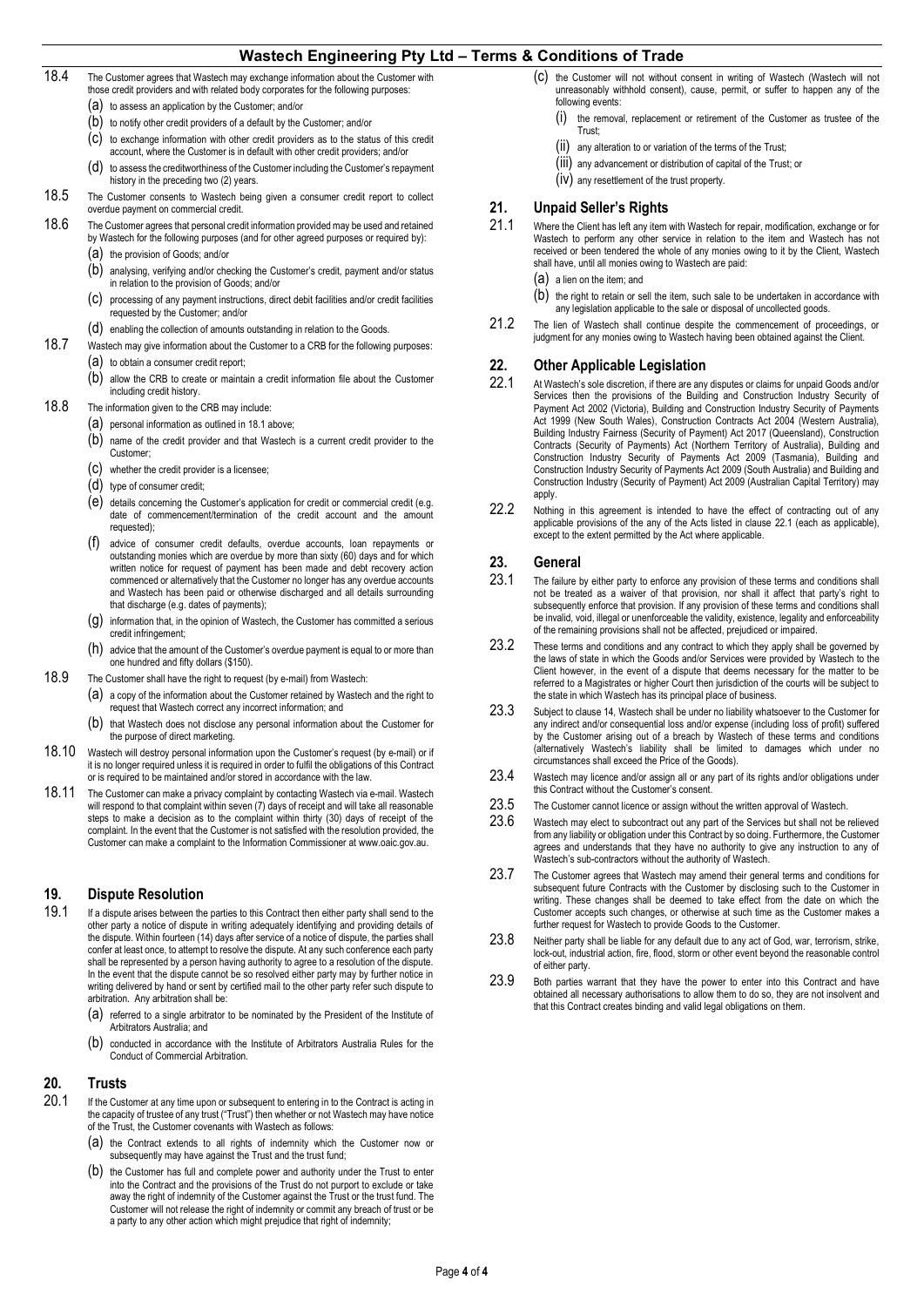18.4 The Customer agrees that Wastech may exchange information about the Customer with those credit providers and with related body corporates for the following purposes:

(a) to assess an application by the Customer; and/or

(b) to notify other credit providers of a default by the Customer; and/or

(c) to exchange information with other credit providers as to the status of this credit account, where the Customer is in default with other credit providers; and/or

(d) to assess the creditworthiness of the Customer including the Customer's repayment history in the preceding two (2) years.

18.5 The Customer consents to Wastech being given a consumer credit report to collect overdue payment on commercial credit.

18.6 The Customer agrees that personal credit information provided may be used and retained by Wastech for the following purposes (and for other agreed purposes or required by):

(a) the provision of Goods; and/or

(b) analysing, verifying and/or checking the Customer's credit, payment and/or status in relation to the provision of Goods; and/or

(c) processing of any payment instructions, direct debit facilities and/or credit facilities requested by the Customer; and/or

(d) enabling the collection of amounts outstanding in relation to the Goods.

18.7 Wastech may give information about the Customer to a CRB for the following purposes:

(a) to obtain a consumer credit report;

(b) allow the CRB to create or maintain a credit information file about the Customer including credit history.

18.8 The information given to the CRB may include:

(a) personal information as outlined in 18.1 above;

(b) name of the credit provider and that Wastech is a current credit provider to the Customer;

(c) whether the credit provider is a licensee;

(d) type of consumer credit;

(e) details concerning the Customer's application for credit or commercial credit (e.g. date of commencement/termination of the credit account and the amount requested);

(f) advice of consumer credit defaults, overdue accounts, loan repayments or outstanding monies which are overdue by more than sixty (60) days and for which written notice for request of payment has been made and debt recovery action commenced or alternatively that the Customer no longer has any overdue accounts and Wastech has been paid or otherwise discharged and all details surrounding that discharge (e.g. dates of payments);

(g) information that, in the opinion of Wastech, the Customer has committed a serious credit infringement;

(h) advice that the amount of the Customer's overdue payment is equal to or more than one hundred and fifty dollars ($150).

18.9 The Customer shall have the right to request (by e-mail) from Wastech:

(a) a copy of the information about the Customer retained by Wastech and the right to request that Wastech correct any incorrect information; and

(b) that Wastech does not disclose any personal information about the Customer for the purpose of direct marketing.

18.10 Wastech will destroy personal information upon the Customer's request (by e-mail) or if it is no longer required unless it is required in order to fulfil the obligations of this Contract or is required to be maintained and/or stored in accordance with the law.

18.11 The Customer can make a privacy complaint by contacting Wastech via e-mail. Wastech will respond to that complaint within seven (7) days of receipt and will take all reasonable steps to make a decision as to the complaint within thirty (30) days of receipt of the complaint. In the event that the Customer is not satisfied with the resolution provided, the Customer can make a complaint to the Information Commissioner at www.oaic.gov.au.

## 19. Dispute Resolution

19.1 If a dispute arises between the parties to this Contract then either party shall send to the other party a notice of dispute in writing adequately identifying and providing details of the dispute. Within fourteen (14) days after service of a notice of dispute, the parties shall confer at least once, to attempt to resolve the dispute. At any such conference each party shall be represented by a person having authority to agree to a resolution of the dispute. In the event that the dispute cannot be so resolved either party may by further notice in writing delivered by hand or sent by certified mail to the other party refer such dispute to arbitration. Any arbitration shall be:

(a) referred to a single arbitrator to be nominated by the President of the Institute of Arbitrators Australia; and

(b) conducted in accordance with the Institute of Arbitrators Australia Rules for the Conduct of Commercial Arbitration.

## 20. Trusts

20.1 If the Customer at any time upon or subsequent to entering in to the Contract is acting in the capacity of trustee of any trust ("Trust") then whether or not Wastech may have notice of the Trust, the Customer covenants with Wastech as follows:

(a) the Contract extends to all rights of indemnity which the Customer now or subsequently may have against the Trust and the trust fund;

(b) the Customer has full and complete power and authority under the Trust to enter into the Contract and the provisions of the Trust do not purport to exclude or take away the right of indemnity of the Customer against the Trust or the trust fund. The Customer will not release the right of indemnity or commit any breach of trust or be a party to any other action which might prejudice that right of indemnity;

(c) the Customer will not without consent in writing of Wastech (Wastech will not unreasonably withhold consent), cause, permit, or suffer to happen any of the following events:

(i) the removal, replacement or retirement of the Customer as trustee of the Trust;

(ii) any alteration to or variation of the terms of the Trust;

(iii) any advancement or distribution of capital of the Trust; or

(iv) any resettlement of the trust property.

## 21. Unpaid Seller's Rights

21.1 Where the Client has left any item with Wastech for repair, modification, exchange or for Wastech to perform any other service in relation to the item and Wastech has not received or been tendered the whole of any monies owing to it by the Client, Wastech shall have, until all monies owing to Wastech are paid:

(a) a lien on the item; and

(b) the right to retain or sell the item, such sale to be undertaken in accordance with any legislation applicable to the sale or disposal of uncollected goods.

21.2 The lien of Wastech shall continue despite the commencement of proceedings, or judgment for any monies owing to Wastech having been obtained against the Client.

## 22. Other Applicable Legislation

22.1 At Wastech's sole discretion, if there are any disputes or claims for unpaid Goods and/or Services then the provisions of the Building and Construction Industry Security of Payment Act 2002 (Victoria), Building and Construction Industry Security of Payments Act 1999 (New South Wales), Construction Contracts Act 2004 (Western Australia), Building Industry Fairness (Security of Payment) Act 2017 (Queensland), Construction Contracts (Security of Payments) Act (Northern Territory of Australia), Building and Construction Industry Security of Payments Act 2009 (Tasmania), Building and Construction Industry Security of Payments Act 2009 (South Australia) and Building and Construction Industry (Security of Payment) Act 2009 (Australian Capital Territory) may apply.

22.2 Nothing in this agreement is intended to have the effect of contracting out of any applicable provisions of the any of the Acts listed in clause 22.1 (each as applicable), except to the extent permitted by the Act where applicable.

## 23. General

23.1 The failure by either party to enforce any provision of these terms and conditions shall not be treated as a waiver of that provision, nor shall it affect that party's right to subsequently enforce that provision. If any provision of these terms and conditions shall be invalid, void, illegal or unenforceable the validity, existence, legality and enforceability of the remaining provisions shall not be affected, prejudiced or impaired.

23.2 These terms and conditions and any contract to which they apply shall be governed by the laws of state in which the Goods and/or Services were provided by Wastech to the Client however, in the event of a dispute that deems necessary for the matter to be referred to a Magistrates or higher Court then jurisdiction of the courts will be subject to the state in which Wastech has its principal place of business.

23.3 Subject to clause 14, Wastech shall be under no liability whatsoever to the Customer for any indirect and/or consequential loss and/or expense (including loss of profit) suffered by the Customer arising out of a breach by Wastech of these terms and conditions (alternatively Wastech's liability shall be limited to damages which under no circumstances shall exceed the Price of the Goods).

23.4 Wastech may licence and/or assign all or any part of its rights and/or obligations under this Contract without the Customer's consent.

23.5 The Customer cannot licence or assign without the written approval of Wastech.

23.6 Wastech may elect to subcontract out any part of the Services but shall not be relieved from any liability or obligation under this Contract by so doing. Furthermore, the Customer agrees and understands that they have no authority to give any instruction to any of Wastech's sub-contractors without the authority of Wastech.

23.7 The Customer agrees that Wastech may amend their general terms and conditions for subsequent future Contracts with the Customer by disclosing such to the Customer in writing. These changes shall be deemed to take effect from the date on which the Customer accepts such changes, or otherwise at such time as the Customer makes a further request for Wastech to provide Goods to the Customer.

23.8 Neither party shall be liable for any default due to any act of God, war, terrorism, strike, lock-out, industrial action, fire, flood, storm or other event beyond the reasonable control of either party.

23.9 Both parties warrant that they have the power to enter into this Contract and have obtained all necessary authorisations to allow them to do so, they are not insolvent and that this Contract creates binding and valid legal obligations on them.